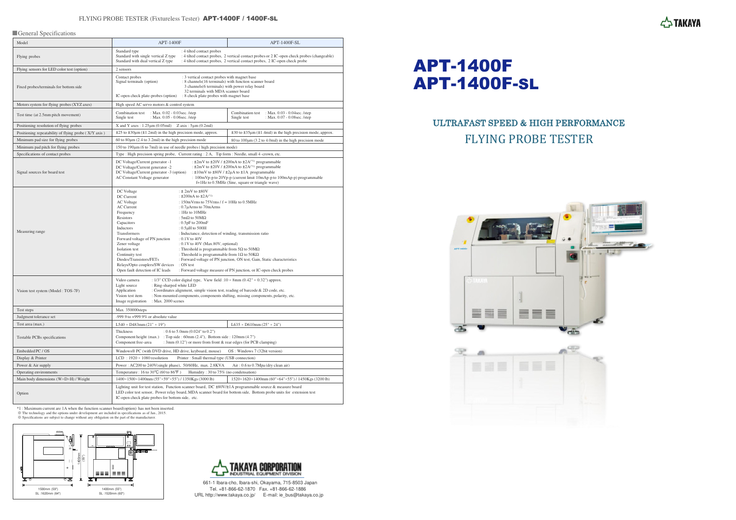FLYING PROBE TESTER (Fixtureless Tester) **APT-1400F / 1400F-SL**

TAKAYA

# APT-1400F
# APT-1400F-SL

## ULTRAFAST SPEED & HIGH PERFORMANCE
## FLYING PROBE TESTER

### General Specifications

| Model | APT-1400F | APT-1400F-SL |
|---|---|---|
| Flying probes | Standard type : 4 tilted contact probes<br>Standard with single vertical Z type : 4 tilted contact probes, 2 vertical contact probes or 2 IC-open check probes (changeable)<br>Standard with dual vertical Z type : 4 tilted contact probes, 2 vertical contact probes, 2 IC-open check probe | |
| Flying sensors for LED color test (option) | 2 sensors | |
| Fixed probes/terminals for bottom side | Contact probes : 3 vertical contact probes with magnet base<br>Signal terminals (option) : 8 channels(16 terminals) with function scanner board<br>3 channels(6 terminals) with power relay board<br>32 terminals with MDA scanner board<br>IC-open check plate-probes (option) : 8 check plate probes with magnet base | |
| Motors system for flying probes (XYZ axes) | High speed AC servo motors & control system | |
| Test time (at 2.5mm pitch movement) | Combination test : Max. 0.02 - 0.03sec. /step<br>Single test : Max. 0.05 - 0.06sec. /step | Combination test : Max. 0.03 - 0.04sec. /step<br>Single test : Max. 0.07 - 0.08sec. /step |
| Positioning resolution of flying probes | X and Y axes : 1.25μm (0.05mil) Z axis : 5μm (0.2mil) | |
| Positioning repeatability of flying probe ( X/Y axis ) | ±25 to ±30μm (±1.2mil) in the high precision mode, approx. | ±30 to ±35μm (±1.4mil) in the high precision mode, approx. |
| Minimum pad size for flying probes | 60 to 80μm (2.4 to 3.2mil) in the high precision mode | 80 to 100μm (3.2 to 4.0mil) in the high precision mode |
| Minimum pad pitch for flying probes | 150 to 190μm (6 to 7mil) in use of needle probes ( high precision mode) | |
| Specifications of contact probes | Type : High precision spring probe, Current rating : 2 A, Tip form : Needle, small 4 -crown, etc. | |
| Signal sources for board test | DC Voltage/Current generator -1 : ±2mV to ±20V / ±200nA to ±2A(*1) programmable<br>DC Voltage/Current generator -2 : ±2mV to ±20V / ±200nA to ±2A(*1) programmable<br>DC Voltage/Current generator -3 (option) : ±10mV to ±80V / ±2μA to ±1A programmable<br>AC Constant Voltage generator : 100mVp-p to 20Vp-p (current limit 10mAp-p to 100mAp-p) programmable<br>f=1Hz to 0.5MHz (Sine, square or triangle wave) | |
| Measuring range | DC Voltage : ± 2mV to ±80V<br>DC Current : ±200nA to ±2A(*1)<br>AC Voltage : 150mVrms to 75Vrms / f = 10Hz to 0.5MHz<br>AC Current : 0.7μArms to 70mArms<br>Frequency : 1Hz to 10MHz<br>Resistors : 5mΩ to 50MΩ<br>Capacitors : 0.5pF to 200mF<br>Inductors : 0.5μH to 500H<br>Transformers : Inductance, detection of winding, transmission ratio<br>Forward voltage of PN junction : 0.1V to 40V<br>Zener voltage : 0.1V to 40V (Max.80V, optional)<br>Isolation test : Threshold is programmable from 5Ω to 50MΩ<br>Continuity test : Threshold is programmable from 1Ω to 50KΩ<br>Diodes/Transistors/FETs : Forward voltage of PN junction, ON test, Gain, Static characteristics<br>Relays/Opto couplers/SW devices : ON test<br>Open fault detection of IC leads : Forward voltage measure of PN junction, or IC-open check probes | |
| Vision test system (Model : TOS-7F) | Video camera : 1/3" CCD color digital type, View field :10 × 8mm (0.42" × 0.32") approx.<br>Light source : Ring-sharped white LED<br>Application : Coordinates alignment, simple vision test, reading of barcode & 2D code, etc.<br>Vision test item : Non-mounted components, components shifting, missing components, polarity, etc.<br>Image registration : Max. 2000 scenes | |
| Test steps | Max. 350000steps | |
| Judgment tolerance set | -999.9 to +999.9% or absolute value | |
| Test area (max.) | L540 × D483mm (21" × 19") | L635 × D610mm (25" × 24") |
| Testable PCBs specifications | Thickness : 0.6 to 5.0mm (0.024" to 0.2")<br>Component height (max.) : Top side : 60mm (2.4"), Bottom side : 120mm (4.7")<br>Component free-area : 3mm (0.12") or more from front & rear edges (for PCB clamping) | |
| Embedded PC / OS | Windows® PC (with DVD drive, HD drive, keyboard, mouse) OS : Windows 7 (32bit version) | |
| Display & Printer | LCD : 1920 × 1080 resolution Printer : Small thermal type (USB connection) | |
| Power & Air supply | Power : AC200 to 240V(single phase), 50/60Hz, max. 2.8KVA Air : 0.6 to 0.7Mpa (dry clean air) | |
| Operating environments | Temperature : 16 to 30℃ (60 to 86℉) Humidity : 30 to 75% (no condensation) | |
| Main body dimensions (W×D×H) / Weight | 1400×1500×1400mm (55"×59"×55") / 1350Kgs (3000 lb) | 1520×1620×1400mm (60"×64"×55") / 1450Kgs (3200 lb) |
| Option | Lighting unit for test station, Function scanner board, DC ±80V/±1A programmable source & measure board<br>LED color test sensor, Power relay board, MDA scanner board for bottom side, Bottom probe units for extension test<br>IC-open check plate probes for bottom side, etc. | |

*1 : Maximum current are 1A when the function scanner board(option) has not been inserted.
※ The technology and the options under development are included in specifications as of Jan., 2015.
※ Specifications are subject to change without any obligation on the part of the manufacturer.

1500mm (59") SL :1620mm (64") — 1400mm (55") SL :1520mm (60") — 1400mm (55")

**TAKAYA CORPORATION**
INDUSTRIAL EQUIPMENT DIVISION

661-1 Ibara-cho, Ibara-shi, Okayama, 715-8503 Japan
Tel. +81-866-62-1870 Fax. +81-866-62-1886
URL http://www.takaya.co.jp/ E-mail: ie_bus@takaya.co.jp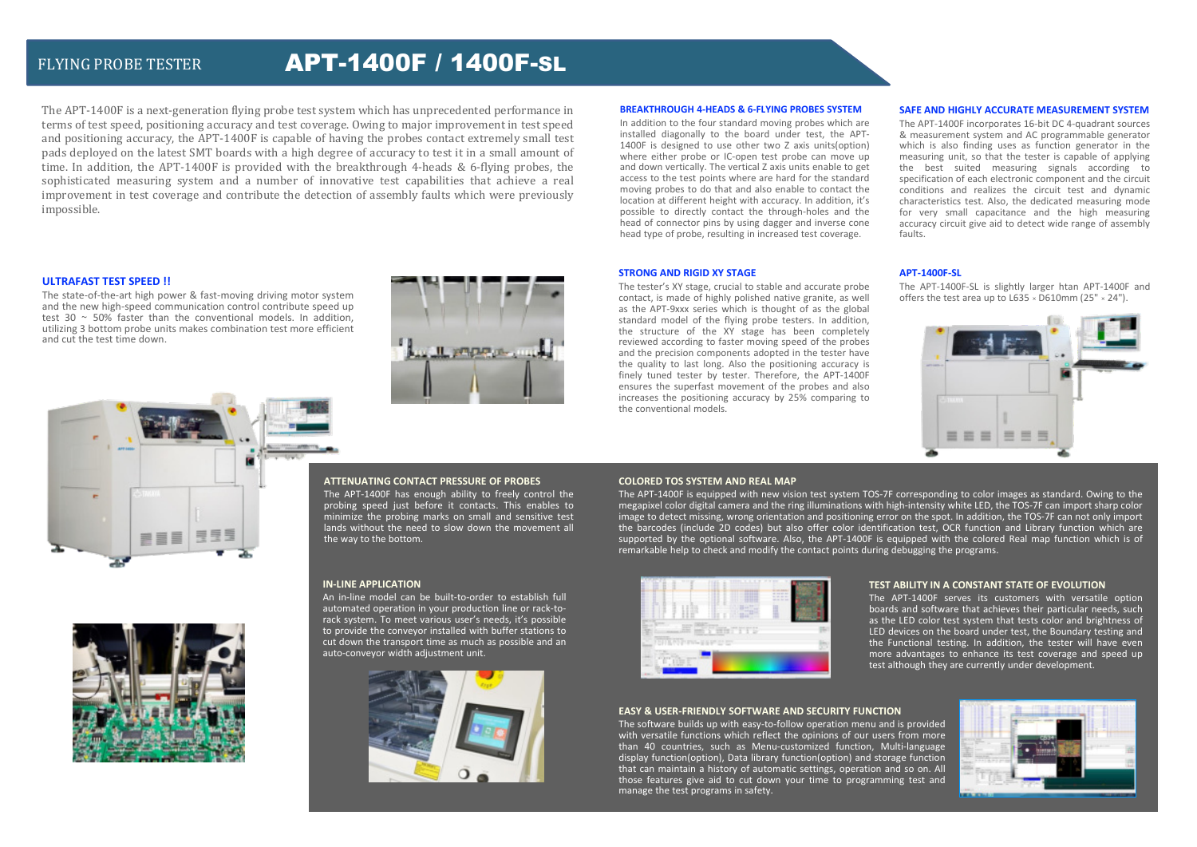# FLYING PROBE TESTER APT-1400F / 1400F-SL

The APT-1400F is a next-generation flying probe test system which has unprecedented performance in terms of test speed, positioning accuracy and test coverage. Owing to major improvement in test speed and positioning accuracy, the APT-1400F is capable of having the probes contact extremely small test pads deployed on the latest SMT boards with a high degree of accuracy to test it in a small amount of time. In addition, the APT-1400F is provided with the breakthrough 4-heads & 6-flying probes, the sophisticated measuring system and a number of innovative test capabilities that achieve a real improvement in test coverage and contribute the detection of assembly faults which were previously impossible.

## ULTRAFAST TEST SPEED !!

The state-of-the-art high power & fast-moving driving motor system and the new high-speed communication control contribute speed up test 30 ~ 50% faster than the conventional models. In addition, utilizing 3 bottom probe units makes combination test more efficient and cut the test time down.

## BREAKTHROUGH 4-HEADS & 6-FLYING PROBES SYSTEM

In addition to the four standard moving probes which are installed diagonally to the board under test, the APT-1400F is designed to use other two Z axis units(option) where either probe or IC-open test probe can move up and down vertically. The vertical Z axis units enable to get access to the test points where are hard for the standard moving probes to do that and also enable to contact the location at different height with accuracy. In addition, it's possible to directly contact the through-holes and the head of connector pins by using dagger and inverse cone head type of probe, resulting in increased test coverage.

## SAFE AND HIGHLY ACCURATE MEASUREMENT SYSTEM

The APT-1400F incorporates 16-bit DC 4-quadrant sources & measurement system and AC programmable generator which is also finding uses as function generator in the measuring unit, so that the tester is capable of applying the best suited measuring signals according to specification of each electronic component and the circuit conditions and realizes the circuit test and dynamic characteristics test. Also, the dedicated measuring mode for very small capacitance and the high measuring accuracy circuit give aid to detect wide range of assembly faults.

## STRONG AND RIGID XY STAGE

The tester's XY stage, crucial to stable and accurate probe contact, is made of highly polished native granite, as well as the APT-9xxx series which is thought of as the global standard model of the flying probe testers. In addition, the structure of the XY stage has been completely reviewed according to faster moving speed of the probes and the precision components adopted in the tester have the quality to last long. Also the positioning accuracy is finely tuned tester by tester. Therefore, the APT-1400F ensures the superfast movement of the probes and also increases the positioning accuracy by 25% comparing to the conventional models.

## APT-1400F-SL

The APT-1400F-SL is slightly larger htan APT-1400F and offers the test area up to L635 × D610mm (25" × 24").

## ATTENUATING CONTACT PRESSURE OF PROBES

The APT-1400F has enough ability to freely control the probing speed just before it contacts. This enables to minimize the probing marks on small and sensitive test lands without the need to slow down the movement all the way to the bottom.

## COLORED TOS SYSTEM AND REAL MAP

The APT-1400F is equipped with new vision test system TOS-7F corresponding to color images as standard. Owing to the megapixel color digital camera and the ring illuminations with high-intensity white LED, the TOS-7F can import sharp color image to detect missing, wrong orientation and positioning error on the spot. In addition, the TOS-7F can not only import the barcodes (include 2D codes) but also offer color identification test, OCR function and Library function which are supported by the optional software. Also, the APT-1400F is equipped with the colored Real map function which is of remarkable help to check and modify the contact points during debugging the programs.

## IN-LINE APPLICATION

An in-line model can be built-to-order to establish full automated operation in your production line or rack-to-rack system. To meet various user's needs, it's possible to provide the conveyor installed with buffer stations to cut down the transport time as much as possible and an auto-conveyor width adjustment unit.

## TEST ABILITY IN A CONSTANT STATE OF EVOLUTION

The APT-1400F serves its customers with versatile option boards and software that achieves their particular needs, such as the LED color test system that tests color and brightness of LED devices on the board under test, the Boundary testing and the Functional testing. In addition, the tester will have even more advantages to enhance its test coverage and speed up test although they are currently under development.

## EASY & USER-FRIENDLY SOFTWARE AND SECURITY FUNCTION

The software builds up with easy-to-follow operation menu and is provided with versatile functions which reflect the opinions of our users from more than 40 countries, such as Menu-customized function, Multi-language display function(option), Data library function(option) and storage function that can maintain a history of automatic settings, operation and so on. All those features give aid to cut down your time to programming test and manage the test programs in safety.